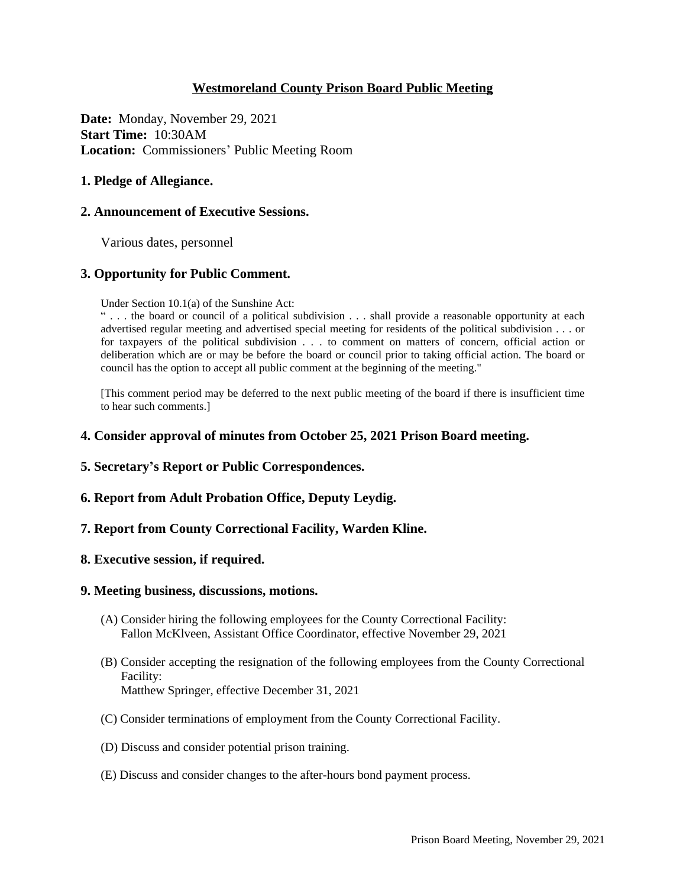# Westmoreland County Prison Board Public Meeting

**Date:** Monday, November 29, 2021
**Start Time:** 10:30AM
**Location:** Commissioners' Public Meeting Room

## 1. Pledge of Allegiance.

## 2. Announcement of Executive Sessions.

Various dates, personnel

## 3. Opportunity for Public Comment.

Under Section 10.1(a) of the Sunshine Act:
" . . . the board or council of a political subdivision . . . shall provide a reasonable opportunity at each advertised regular meeting and advertised special meeting for residents of the political subdivision . . . or for taxpayers of the political subdivision . . . to comment on matters of concern, official action or deliberation which are or may be before the board or council prior to taking official action. The board or council has the option to accept all public comment at the beginning of the meeting."

[This comment period may be deferred to the next public meeting of the board if there is insufficient time to hear such comments.]

## 4. Consider approval of minutes from October 25, 2021 Prison Board meeting.

## 5. Secretary's Report or Public Correspondences.

## 6. Report from Adult Probation Office, Deputy Leydig.

## 7. Report from County Correctional Facility, Warden Kline.

## 8. Executive session, if required.

## 9. Meeting business, discussions, motions.

(A) Consider hiring the following employees for the County Correctional Facility:
Fallon McKlveen, Assistant Office Coordinator, effective November 29, 2021

(B) Consider accepting the resignation of the following employees from the County Correctional Facility:
Matthew Springer, effective December 31, 2021

(C) Consider terminations of employment from the County Correctional Facility.

(D) Discuss and consider potential prison training.

(E) Discuss and consider changes to the after-hours bond payment process.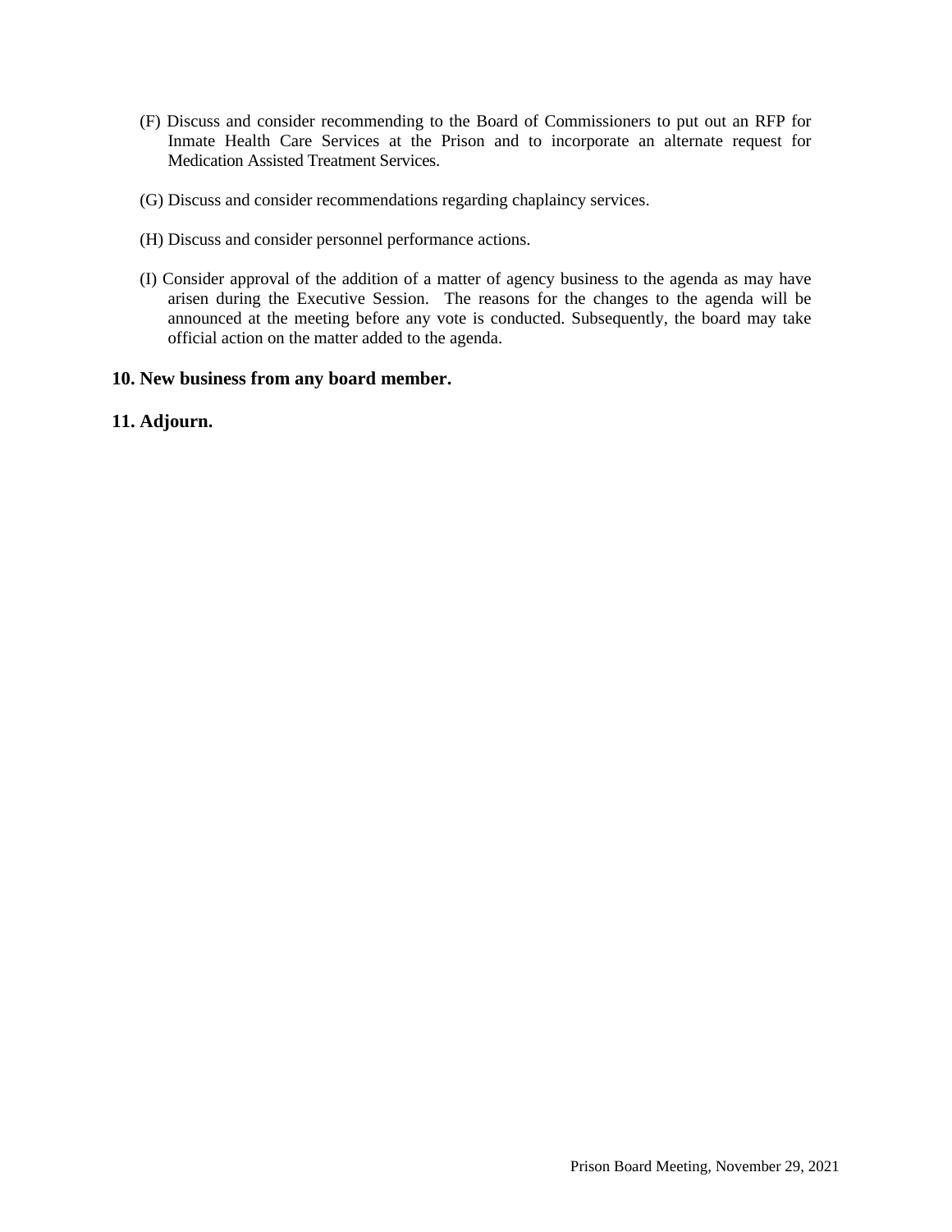(F) Discuss and consider recommending to the Board of Commissioners to put out an RFP for Inmate Health Care Services at the Prison and to incorporate an alternate request for Medication Assisted Treatment Services.

(G) Discuss and consider recommendations regarding chaplaincy services.

(H) Discuss and consider personnel performance actions.

(I) Consider approval of the addition of a matter of agency business to the agenda as may have arisen during the Executive Session. The reasons for the changes to the agenda will be announced at the meeting before any vote is conducted. Subsequently, the board may take official action on the matter added to the agenda.

**10. New business from any board member.**

**11. Adjourn.**